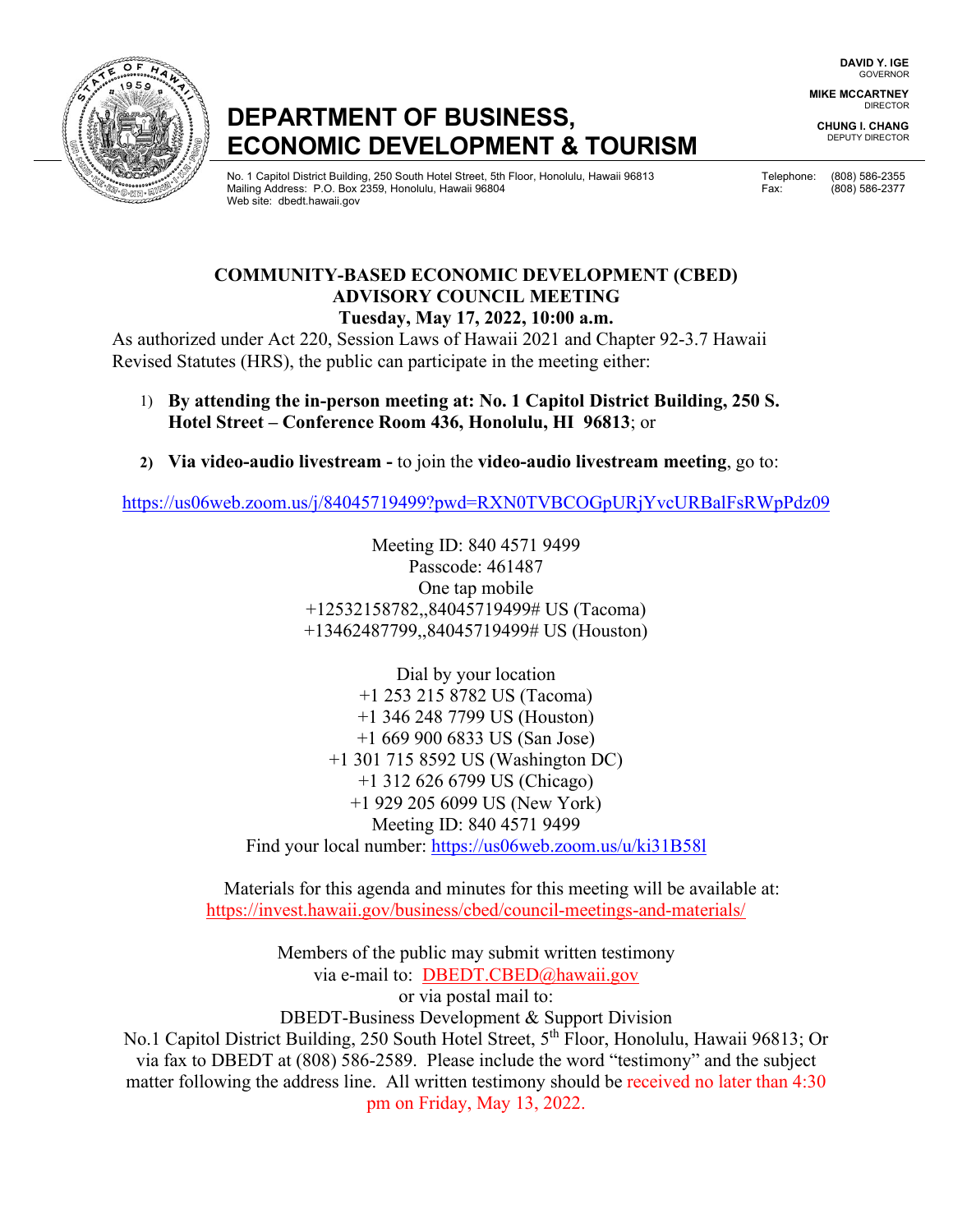DAVID Y. IGE
GOVERNOR

MIKE MCCARTNEY
DIRECTOR

CHUNG I. CHANG
DEPUTY DIRECTOR

# DEPARTMENT OF BUSINESS, ECONOMIC DEVELOPMENT & TOURISM

No. 1 Capitol District Building, 250 South Hotel Street, 5th Floor, Honolulu, Hawaii 96813
Mailing Address: P.O. Box 2359, Honolulu, Hawaii 96804
Web site: dbedt.hawaii.gov

Telephone: (808) 586-2355
Fax: (808) 586-2377

## COMMUNITY-BASED ECONOMIC DEVELOPMENT (CBED) ADVISORY COUNCIL MEETING
### Tuesday, May 17, 2022, 10:00 a.m.

As authorized under Act 220, Session Laws of Hawaii 2021 and Chapter 92-3.7 Hawaii Revised Statutes (HRS), the public can participate in the meeting either:

1) **By attending the in-person meeting at: No. 1 Capitol District Building, 250 S. Hotel Street – Conference Room 436, Honolulu, HI 96813**; or

2) **Via video-audio livestream -** to join the **video-audio livestream meeting**, go to:

https://us06web.zoom.us/j/84045719499?pwd=RXN0TVBCOGpURjYvcURBalFsRWpPdz09

Meeting ID: 840 4571 9499
Passcode: 461487
One tap mobile
+12532158782,,84045719499# US (Tacoma)
+13462487799,,84045719499# US (Houston)

Dial by your location
+1 253 215 8782 US (Tacoma)
+1 346 248 7799 US (Houston)
+1 669 900 6833 US (San Jose)
+1 301 715 8592 US (Washington DC)
+1 312 626 6799 US (Chicago)
+1 929 205 6099 US (New York)
Meeting ID: 840 4571 9499
Find your local number: https://us06web.zoom.us/u/ki31B58l

Materials for this agenda and minutes for this meeting will be available at:
https://invest.hawaii.gov/business/cbed/council-meetings-and-materials/

Members of the public may submit written testimony via e-mail to: DBEDT.CBED@hawaii.gov or via postal mail to:
DBEDT-Business Development & Support Division
No.1 Capitol District Building, 250 South Hotel Street, 5th Floor, Honolulu, Hawaii 96813; Or via fax to DBEDT at (808) 586-2589. Please include the word "testimony" and the subject matter following the address line. All written testimony should be received no later than 4:30 pm on Friday, May 13, 2022.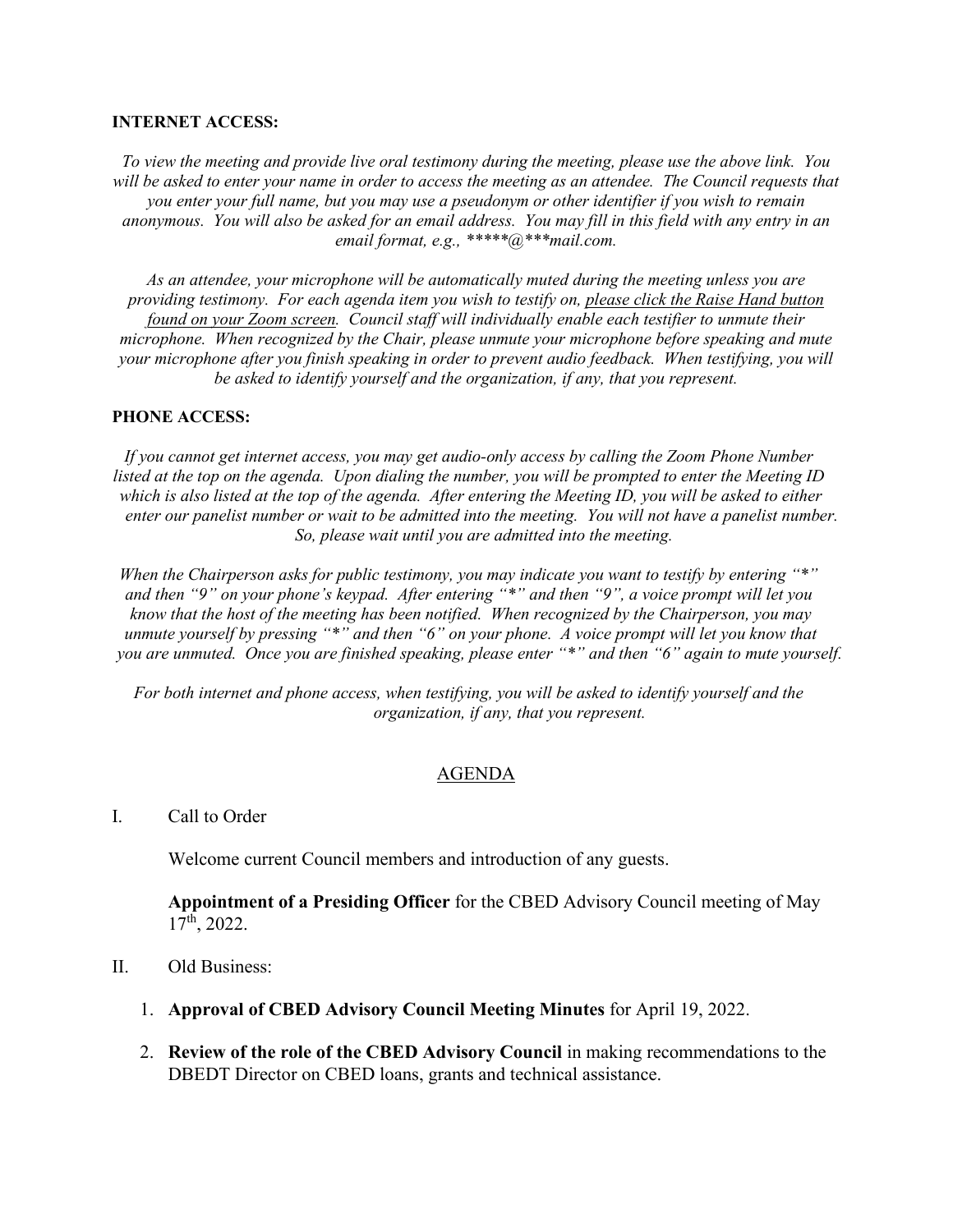**INTERNET ACCESS:**

*To view the meeting and provide live oral testimony during the meeting, please use the above link. You will be asked to enter your name in order to access the meeting as an attendee. The Council requests that you enter your full name, but you may use a pseudonym or other identifier if you wish to remain anonymous. You will also be asked for an email address. You may fill in this field with any entry in an email format, e.g., *****@***mail.com.*

*As an attendee, your microphone will be automatically muted during the meeting unless you are providing testimony. For each agenda item you wish to testify on, <u>please click the Raise Hand button found on your Zoom screen</u>. Council staff will individually enable each testifier to unmute their microphone. When recognized by the Chair, please unmute your microphone before speaking and mute your microphone after you finish speaking in order to prevent audio feedback. When testifying, you will be asked to identify yourself and the organization, if any, that you represent.*

**PHONE ACCESS:**

*If you cannot get internet access, you may get audio-only access by calling the Zoom Phone Number listed at the top on the agenda. Upon dialing the number, you will be prompted to enter the Meeting ID which is also listed at the top of the agenda. After entering the Meeting ID, you will be asked to either enter our panelist number or wait to be admitted into the meeting. You will not have a panelist number. So, please wait until you are admitted into the meeting.*

*When the Chairperson asks for public testimony, you may indicate you want to testify by entering "*" and then "9" on your phone's keypad. After entering "*" and then "9", a voice prompt will let you know that the host of the meeting has been notified. When recognized by the Chairperson, you may unmute yourself by pressing "*" and then "6" on your phone. A voice prompt will let you know that you are unmuted. Once you are finished speaking, please enter "*" and then "6" again to mute yourself.*

*For both internet and phone access, when testifying, you will be asked to identify yourself and the organization, if any, that you represent.*

## <u>AGENDA</u>

I. Call to Order

Welcome current Council members and introduction of any guests.

**Appointment of a Presiding Officer** for the CBED Advisory Council meeting of May 17th, 2022.

II. Old Business:

1. **Approval of CBED Advisory Council Meeting Minutes** for April 19, 2022.
2. **Review of the role of the CBED Advisory Council** in making recommendations to the DBEDT Director on CBED loans, grants and technical assistance.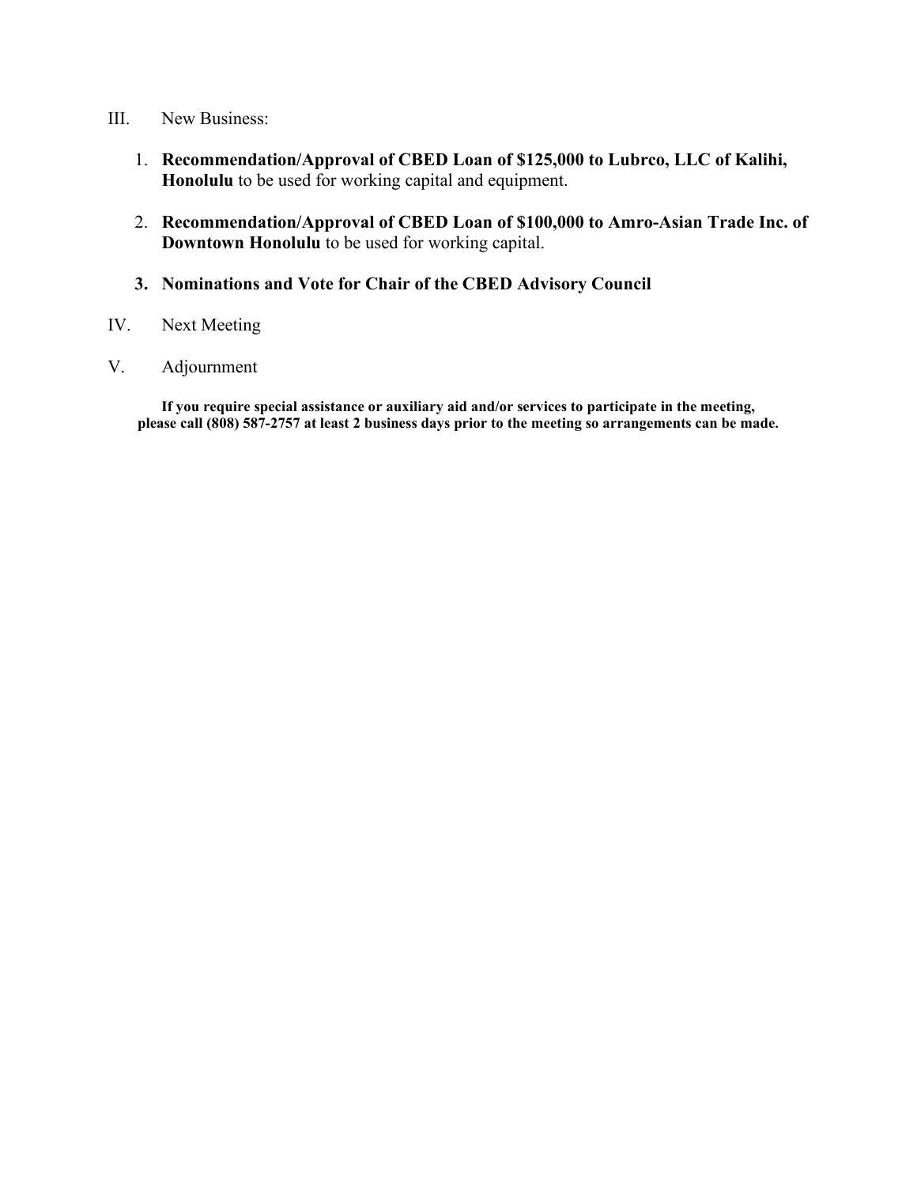III. New Business:

1. **Recommendation/Approval of CBED Loan of $125,000 to Lubrco, LLC of Kalihi, Honolulu** to be used for working capital and equipment.

2. **Recommendation/Approval of CBED Loan of $100,000 to Amro-Asian Trade Inc. of Downtown Honolulu** to be used for working capital.

3. **Nominations and Vote for Chair of the CBED Advisory Council**

IV. Next Meeting

V. Adjournment

**If you require special assistance or auxiliary aid and/or services to participate in the meeting, please call (808) 587-2757 at least 2 business days prior to the meeting so arrangements can be made.**